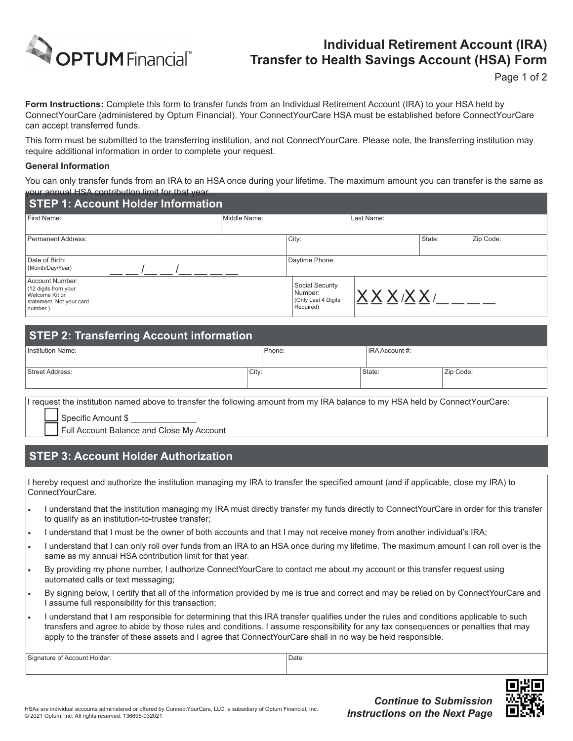# Individual Retirement Account (IRA) Transfer to Health Savings Account (HSA) Form

**Form Instructions:** Complete this form to transfer funds from an Individual Retirement Account (IRA) to your HSA held by ConnectYourCare (administered by Optum Financial). Your ConnectYourCare HSA must be established before ConnectYourCare can accept transferred funds.

This form must be submitted to the transferring institution, and not ConnectYourCare. Please note, the transferring institution may require additional information in order to complete your request.

**General Information**

You can only transfer funds from an IRA to an HSA once during your lifetime. The maximum amount you can transfer is the same as your annual HSA contribution limit for that year.

## STEP 1: Account Holder Information

| First Name: | Middle Name: | Last Name: | | |
|---|---|---|---|---|
| Permanent Address: | | City: | State: | Zip Code: |
| Date of Birth: (Month/Day/Year) __ __ /__ __ /__ __ __ __ | | Daytime Phone: | | |
| Account Number: (12 digits from your Welcome Kit or statement. Not your card number.) | | Social Security Number: (Only Last 4 Digits Required) | XXX/XX/__ __ __ __ | |

## STEP 2: Transferring Account information

| Institution Name: | Phone: | IRA Account #: | |
|---|---|---|---|
| Street Address: | City: | State: | Zip Code: |

I request the institution named above to transfer the following amount from my IRA balance to my HSA held by ConnectYourCare:

- ☐ Specific Amount $ ______________
- ☐ Full Account Balance and Close My Account

## STEP 3: Account Holder Authorization

I hereby request and authorize the institution managing my IRA to transfer the specified amount (and if applicable, close my IRA) to ConnectYourCare.

- I understand that the institution managing my IRA must directly transfer my funds directly to ConnectYourCare in order for this transfer to qualify as an institution-to-trustee transfer;
- I understand that I must be the owner of both accounts and that I may not receive money from another individual's IRA;
- I understand that I can only roll over funds from an IRA to an HSA once during my lifetime. The maximum amount I can roll over is the same as my annual HSA contribution limit for that year.
- By providing my phone number, I authorize ConnectYourCare to contact me about my account or this transfer request using automated calls or text messaging;
- By signing below, I certify that all of the information provided by me is true and correct and may be relied on by ConnectYourCare and I assume full responsibility for this transaction;
- I understand that I am responsible for determining that this IRA transfer qualifies under the rules and conditions applicable to such transfers and agree to abide by those rules and conditions. I assume responsibility for any tax consequences or penalties that may apply to the transfer of these assets and I agree that ConnectYourCare shall in no way be held responsible.

| Signature of Account Holder: | Date: |
|---|---|

HSAs are individual accounts administered or offered by ConnectYourCare, LLC, a subsidiary of Optum Financial, Inc.
© 2021 Optum, Inc. All rights reserved. 136696-032021

***Continue to Submission Instructions on the Next Page***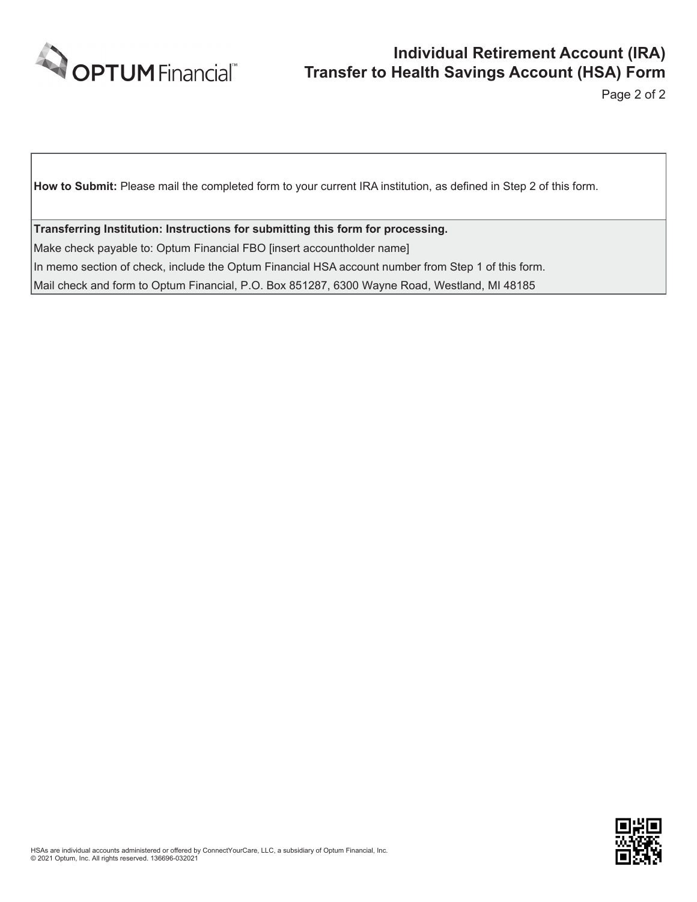# Individual Retirement Account (IRA) Transfer to Health Savings Account (HSA) Form

**How to Submit:** Please mail the completed form to your current IRA institution, as defined in Step 2 of this form.

**Transferring Institution: Instructions for submitting this form for processing.**

Make check payable to: Optum Financial FBO [insert accountholder name]

In memo section of check, include the Optum Financial HSA account number from Step 1 of this form.

Mail check and form to Optum Financial, P.O. Box 851287, 6300 Wayne Road, Westland, MI 48185

HSAs are individual accounts administered or offered by ConnectYourCare, LLC, a subsidiary of Optum Financial, Inc.
© 2021 Optum, Inc. All rights reserved. 136696-032021